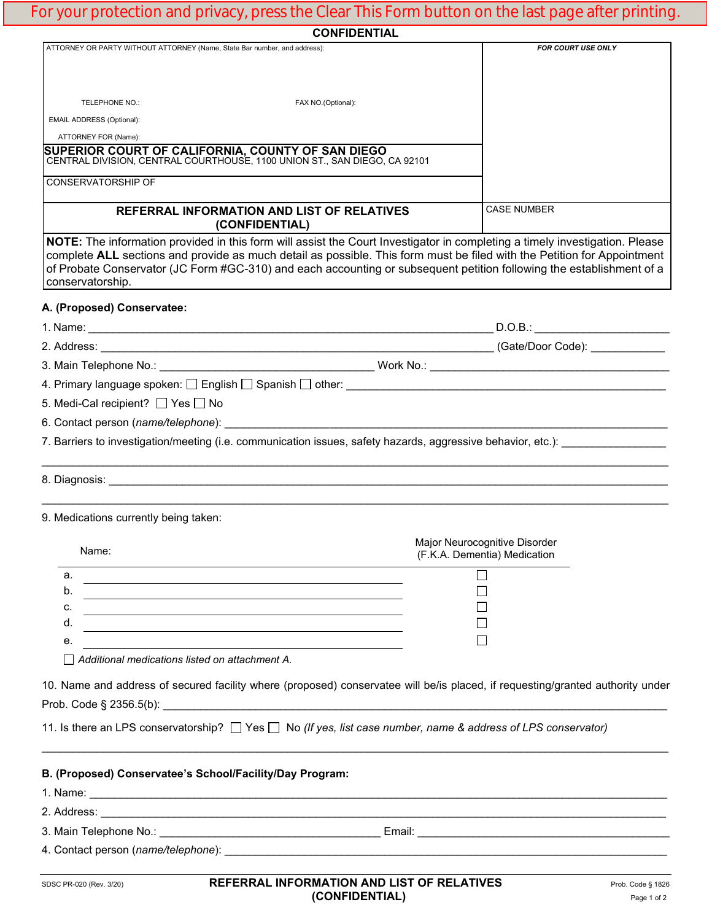For your protection and privacy, press the Clear This Form button on the last page after printing.

**CONFIDENTIAL**

| ATTORNEY OR PARTY WITHOUT ATTORNEY (Name, State Bar number, and address): | *FOR COURT USE ONLY* |
|---|---|
| TELEPHONE NO.: FAX NO.(Optional): | |
| EMAIL ADDRESS (Optional): | |
| ATTORNEY FOR (Name): | |
| **SUPERIOR COURT OF CALIFORNIA, COUNTY OF SAN DIEGO** CENTRAL DIVISION, CENTRAL COURTHOUSE, 1100 UNION ST., SAN DIEGO, CA 92101 | |
| CONSERVATORSHIP OF | |
| **REFERRAL INFORMATION AND LIST OF RELATIVES (CONFIDENTIAL)** | CASE NUMBER |

**NOTE:** The information provided in this form will assist the Court Investigator in completing a timely investigation. Please complete **ALL** sections and provide as much detail as possible. This form must be filed with the Petition for Appointment of Probate Conservator (JC Form #GC-310) and each accounting or subsequent petition following the establishment of a conservatorship.

**A. (Proposed) Conservatee:**

1. Name: ______________________________ D.O.B.: ______________
2. Address: ______________________________ (Gate/Door Code): __________
3. Main Telephone No.: ______________________ Work No.: ______________________
4. Primary language spoken: ☐ English ☐ Spanish ☐ other: ______________________
5. Medi-Cal recipient? ☐ Yes ☐ No
6. Contact person (*name/telephone*): ______________________________
7. Barriers to investigation/meeting (i.e. communication issues, safety hazards, aggressive behavior, etc.): ______________________________
8. Diagnosis: ______________________________
9. Medications currently being taken:

| | Name: | Major Neurocognitive Disorder (F.K.A. Dementia) Medication |
|---|---|---|
| a. | | ☐ |
| b. | | ☐ |
| c. | | ☐ |
| d. | | ☐ |
| e. | | ☐ |

☐ *Additional medications listed on attachment A.*

10. Name and address of secured facility where (proposed) conservatee will be/is placed, if requesting/granted authority under Prob. Code § 2356.5(b): ______________________________
11. Is there an LPS conservatorship? ☐ Yes ☐ No *(If yes, list case number, name & address of LPS conservator)*

______________________________

**B. (Proposed) Conservatee's School/Facility/Day Program:**

1. Name: ______________________________
2. Address: ______________________________
3. Main Telephone No.: ______________________ Email: ______________________
4. Contact person (*name/telephone*): ______________________________

SDSC PR-020 (Rev. 3/20) **REFERRAL INFORMATION AND LIST OF RELATIVES (CONFIDENTIAL)** Prob. Code § 1826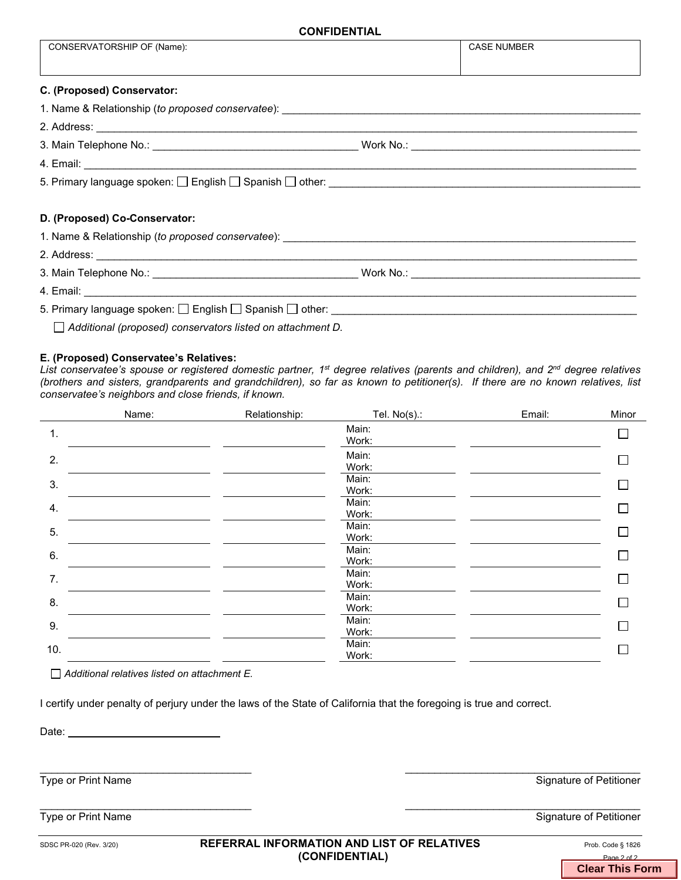**CONFIDENTIAL**

| CONSERVATORSHIP OF (Name): | CASE NUMBER |
|---|---|
| | |

### C. (Proposed) Conservator:

1. Name & Relationship (*to proposed conservatee*): ______________________________
2. Address: ______________________________
3. Main Telephone No.: ____________________ Work No.: ____________________
4. Email: ______________________________
5. Primary language spoken: ☐ English ☐ Spanish ☐ other: ______________________________

### D. (Proposed) Co-Conservator:

1. Name & Relationship (*to proposed conservatee*): ______________________________
2. Address: ______________________________
3. Main Telephone No.: ____________________ Work No.: ____________________
4. Email: ______________________________
5. Primary language spoken: ☐ English ☐ Spanish ☐ other: ______________________________

☐ *Additional (proposed) conservators listed on attachment D.*

### E. (Proposed) Conservatee's Relatives:

*List conservatee's spouse or registered domestic partner, 1st degree relatives (parents and children), and 2nd degree relatives (brothers and sisters, grandparents and grandchildren), so far as known to petitioner(s). If there are no known relatives, list conservatee's neighbors and close friends, if known.*

| | Name: | Relationship: | Tel. No(s).: | Email: | Minor |
|---|---|---|---|---|---|
| 1. | | | Main: <br> Work: | | ☐ |
| 2. | | | Main: <br> Work: | | ☐ |
| 3. | | | Main: <br> Work: | | ☐ |
| 4. | | | Main: <br> Work: | | ☐ |
| 5. | | | Main: <br> Work: | | ☐ |
| 6. | | | Main: <br> Work: | | ☐ |
| 7. | | | Main: <br> Work: | | ☐ |
| 8. | | | Main: <br> Work: | | ☐ |
| 9. | | | Main: <br> Work: | | ☐ |
| 10. | | | Main: <br> Work: | | ☐ |

☐ *Additional relatives listed on attachment E.*

I certify under penalty of perjury under the laws of the State of California that the foregoing is true and correct.

Date: ____________________

______________________________ ______________________________
Type or Print Name Signature of Petitioner

______________________________ ______________________________
Type or Print Name Signature of Petitioner

SDSC PR-020 (Rev. 3/20) **REFERRAL INFORMATION AND LIST OF RELATIVES (CONFIDENTIAL)** Prob. Code § 1826

Clear This Form